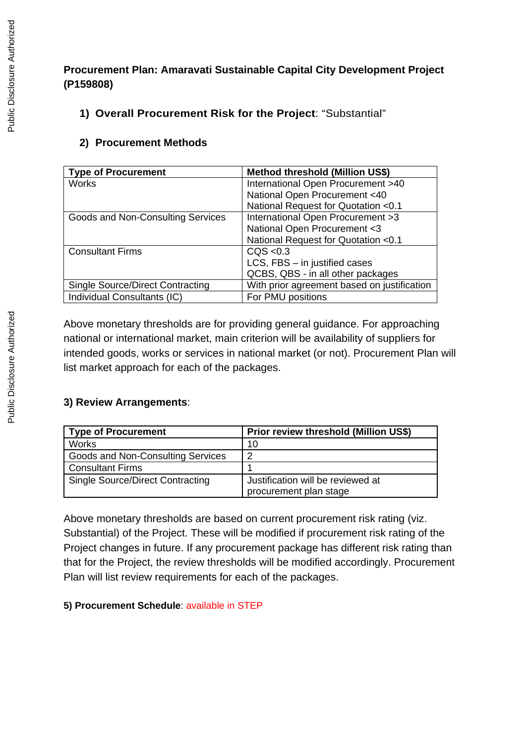**Procurement Plan: Amaravati Sustainable Capital City Development Project (P159808)**

1) **Overall Procurement Risk for the Project**: "Substantial"

2) **Procurement Methods**

| Type of Procurement | Method threshold (Million US$) |
|---|---|
| Works | International Open Procurement >40<br>National Open Procurement <40<br>National Request for Quotation <0.1 |
| Goods and Non-Consulting Services | International Open Procurement >3<br>National Open Procurement <3<br>National Request for Quotation <0.1 |
| Consultant Firms | CQS <0.3<br>LCS, FBS – in justified cases<br>QCBS, QBS - in all other packages |
| Single Source/Direct Contracting | With prior agreement based on justification |
| Individual Consultants (IC) | For PMU positions |

Above monetary thresholds are for providing general guidance. For approaching national or international market, main criterion will be availability of suppliers for intended goods, works or services in national market (or not). Procurement Plan will list market approach for each of the packages.

**3) Review Arrangements**:

| Type of Procurement | Prior review threshold (Million US$) |
|---|---|
| Works | 10 |
| Goods and Non-Consulting Services | 2 |
| Consultant Firms | 1 |
| Single Source/Direct Contracting | Justification will be reviewed at procurement plan stage |

Above monetary thresholds are based on current procurement risk rating (viz. Substantial) of the Project. These will be modified if procurement risk rating of the Project changes in future. If any procurement package has different risk rating than that for the Project, the review thresholds will be modified accordingly. Procurement Plan will list review requirements for each of the packages.

**5) Procurement Schedule**: available in STEP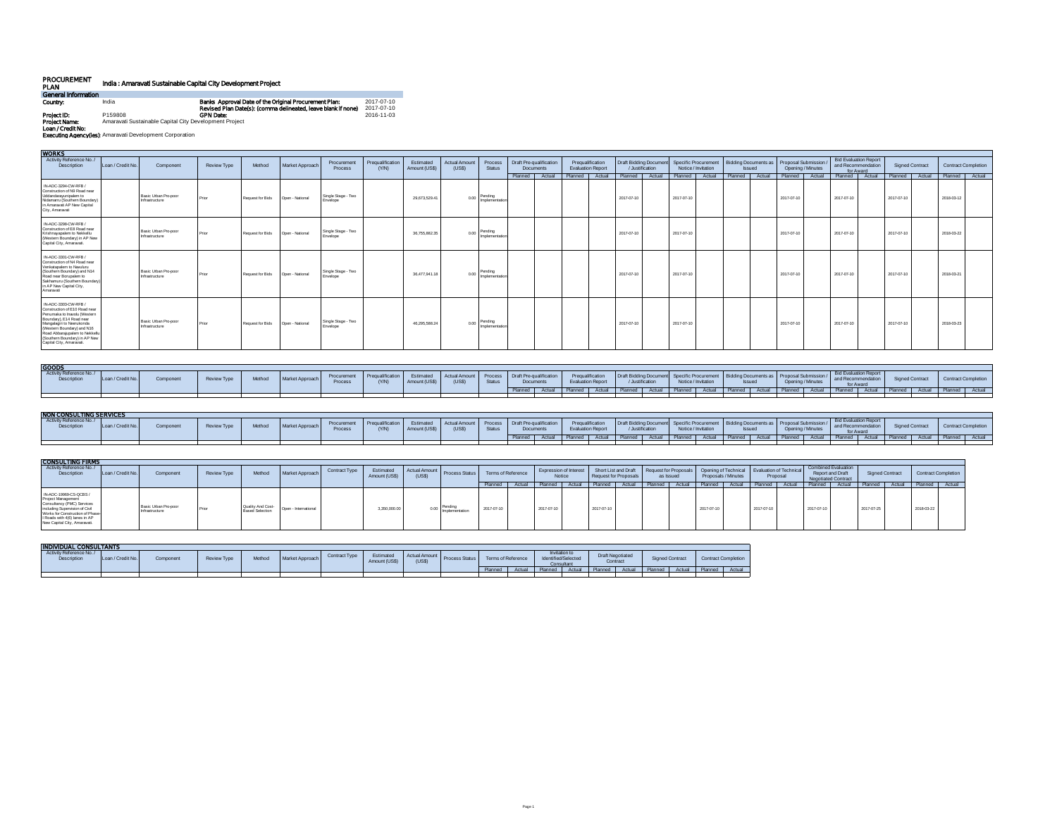# PROCUREMENT PLAN

## India : Amaravati Sustainable Capital City Development Project

**General Information**

**Country:** India

**Banks Approval Date of the Original Procurement Plan:** 2017-07-10

**Revised Plan Date(s): (comma delineated, leave blank if none)** 2017-07-10

**Project ID:** P159808

**GPN Date:** 2016-11-03

**Project Name:** Amaravati Sustainable Capital City Development Project

**Loan / Credit No:**

**Executing Agency(ies):** Amaravati Development Corporation

### WORKS

| Activity Reference No. / Description | Loan / Credit No. | Component | Review Type | Method | Market Approach | Procurement Process | Prequalification (Y/N) | Estimated Amount (US$) | Actual Amount (US$) | Process Status | Draft Pre-qualification Documents | | Prequalification Evaluation Report | | Draft Bidding Document / Justification | | Specific Procurement Notice / Invitation | | Bidding Documents as Issued | | Proposal Submission / Opening / Minutes | | Bid Evaluation Report and Recommendation for Award | | Signed Contract | | Contract Completion | |
|---|---|---|---|---|---|---|---|---|---|---|---|---|---|---|---|---|---|---|---|---|---|---|---|---|---|---|---|---|
| | | | | | | | | | | | Planned | Actual | Planned | Actual | Planned | Actual | Planned | Actual | Planned | Actual | Planned | Actual | Planned | Actual | Planned | Actual | Planned | Actual |
| IN-ADC-3294-CW-RFB / Construction of N9 Road near Uddandarayunipalem to Nidamarru (Southern Boundary) in Amaravati AP New Capital City, Amaravati | | Basic Urban Pro-poor Infrastructure | Prior | Request for Bids | Open - National | Single Stage - Two Envelope | | 29,673,529.41 | 0.00 | Pending Implementation | | | | | 2017-07-10 | | 2017-07-10 | | | | 2017-07-10 | | 2017-07-10 | | 2017-07-10 | | 2018-03-12 | |
| IN-ADC-3298-CW-RFB / Construction of E8 Road near Krishnayapalem to Nekkallu (Western Boundary) in AP New Capital City, Amaravati. | | Basic Urban Pro-poor Infrastructure | Prior | Request for Bids | Open - National | Single Stage - Two Envelope | | 36,755,882.35 | 0.00 | Pending Implementation | | | | | 2017-07-10 | | 2017-07-10 | | | | 2017-07-10 | | 2017-07-10 | | 2017-07-10 | | 2018-03-22 | |
| IN-ADC-3301-CW-RFB / Construction of N4 Road near Venkatapalem to Navuluru (Southern Boundary) and N14 Road near Borupalem to Sakhamuru (Southern Boundary) in AP New Capital City, Amaravati | | Basic Urban Pro-poor Infrastructure | Prior | Request for Bids | Open - National | Single Stage - Two Envelope | | 36,477,941.18 | 0.00 | Pending Implementation | | | | | 2017-07-10 | | 2017-07-10 | | | | 2017-07-10 | | 2017-07-10 | | 2017-07-10 | | 2018-03-21 | |
| IN-ADC-3303-CW-RFB / Construction of E10 Road near Penumaka to Inavolu (Western Boundary), E14 Road near Mangalagiri to Neerukonda (Western Boundary) and N16 Road Abbarajupalem to Nekkellu (Southern Boundary) in AP New Capital City, Amaravati. | | Basic Urban Pro-poor Infrastructure | Prior | Request for Bids | Open - National | Single Stage - Two Envelope | | 46,295,588.24 | 0.00 | Pending Implementation | | | | | 2017-07-10 | | 2017-07-10 | | | | 2017-07-10 | | 2017-07-10 | | 2017-07-10 | | 2018-03-23 | |

### GOODS

| Activity Reference No. / Description | Loan / Credit No. | Component | Review Type | Method | Market Approach | Procurement Process | Prequalification (Y/N) | Estimated Amount (US$) | Actual Amount (US$) | Process Status | Draft Pre-qualification Documents | | Prequalification Evaluation Report | | Draft Bidding Document / Justification | | Specific Procurement Notice / Invitation | | Bidding Documents as Issued | | Proposal Submission / Opening / Minutes | | Bid Evaluation Report and Recommendation for Award | | Signed Contract | | Contract Completion | |
|---|---|---|---|---|---|---|---|---|---|---|---|---|---|---|---|---|---|---|---|---|---|---|---|---|---|---|---|---|
| | | | | | | | | | | | Planned | Actual | Planned | Actual | Planned | Actual | Planned | Actual | Planned | Actual | Planned | Actual | Planned | Actual | Planned | Actual | Planned | Actual |

### NON CONSULTING SERVICES

| Activity Reference No. / Description | Loan / Credit No. | Component | Review Type | Method | Market Approach | Procurement Process | Prequalification (Y/N) | Estimated Amount (US$) | Actual Amount (US$) | Process Status | Draft Pre-qualification Documents | | Prequalification Evaluation Report | | Draft Bidding Document / Justification | | Specific Procurement Notice / Invitation | | Bidding Documents as Issued | | Proposal Submission / Opening / Minutes | | Bid Evaluation Report and Recommendation for Award | | Signed Contract | | Contract Completion | |
|---|---|---|---|---|---|---|---|---|---|---|---|---|---|---|---|---|---|---|---|---|---|---|---|---|---|---|---|---|
| | | | | | | | | | | | Planned | Actual | Planned | Actual | Planned | Actual | Planned | Actual | Planned | Actual | Planned | Actual | Planned | Actual | Planned | Actual | Planned | Actual |

### CONSULTING FIRMS

| Activity Reference No. / Description | Loan / Credit No. | Component | Review Type | Method | Market Approach | Contract Type | Estimated Amount (US$) | Actual Amount (US$) | Process Status | Terms of Reference | | Expression of Interest Notice | | Short List and Draft Request for Proposals | | Request for Proposals as Issued | | Opening of Technical Proposals / Minutes | | Evaluation of Technical Proposal | | Combined Evaluation Report and Draft Negotiated Contract | | Signed Contract | | Contract Completion | |
|---|---|---|---|---|---|---|---|---|---|---|---|---|---|---|---|---|---|---|---|---|---|---|---|---|---|---|---|
| | | | | | | | | | | Planned | Actual | Planned | Actual | Planned | Actual | Planned | Actual | Planned | Actual | Planned | Actual | Planned | Actual | Planned | Actual | Planned | Actual |
| IN-ADC-18669-CS-QCBS / Project Management Consultancy (PMC) Services including Supervision of Civil Works for Construction of Phase-I Roads with 4(6) lanes in AP New Capital City, Amaravati. | | Basic Urban Pro-poor Infrastructure | Prior | Quality And Cost-Based Selection | Open - International | | 3,350,000.00 | 0.00 | Pending Implementation | 2017-07-10 | | 2017-07-10 | | 2017-07-10 | | | | 2017-07-10 | | 2017-07-10 | | 2017-07-10 | | 2017-07-25 | | 2018-03-22 | |

### INDIVIDUAL CONSULTANTS

| Activity Reference No. / Description | Loan / Credit No. | Component | Review Type | Method | Market Approach | Contract Type | Estimated Amount (US$) | Actual Amount (US$) | Process Status | Terms of Reference | | Invitation to Identified/Selected Consultant | | Draft Negotiated Contract | | Signed Contract | | Contract Completion | |
|---|---|---|---|---|---|---|---|---|---|---|---|---|---|---|---|---|---|---|---|
| | | | | | | | | | | Planned | Actual | Planned | Actual | Planned | Actual | Planned | Actual | Planned | Actual |